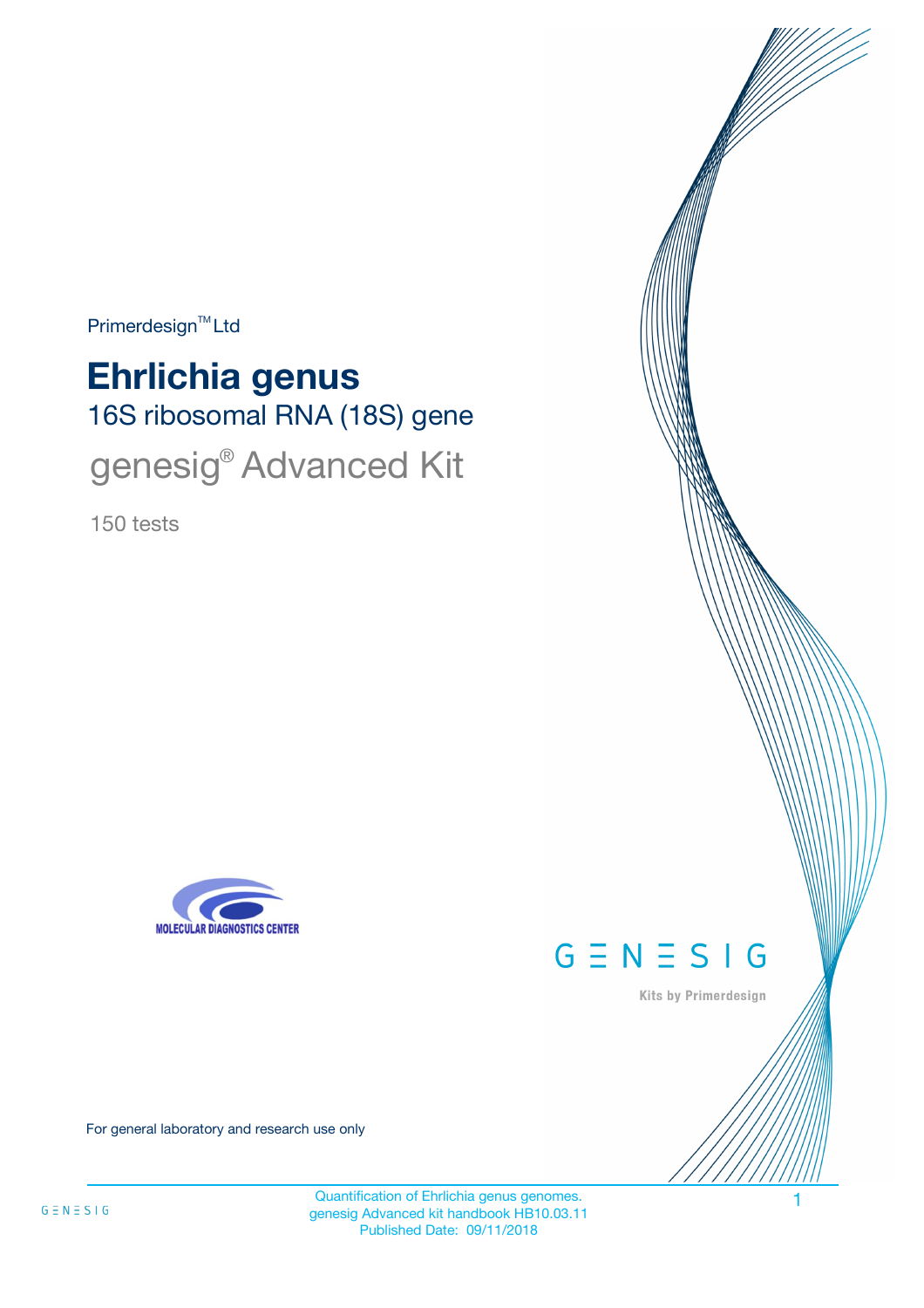Primerdesign™ Ltd

# Ehrlichia genus

## 16S ribosomal RNA (18S) gene

genesig® Advanced Kit

150 tests

MOLECULAR DIAGNOSTICS CENTER

GENESIG

Kits by Primerdesign

For general laboratory and research use only

Quantification of Ehrlichia genus genomes.
genesig Advanced kit handbook HB10.03.11
Published Date: 09/11/2018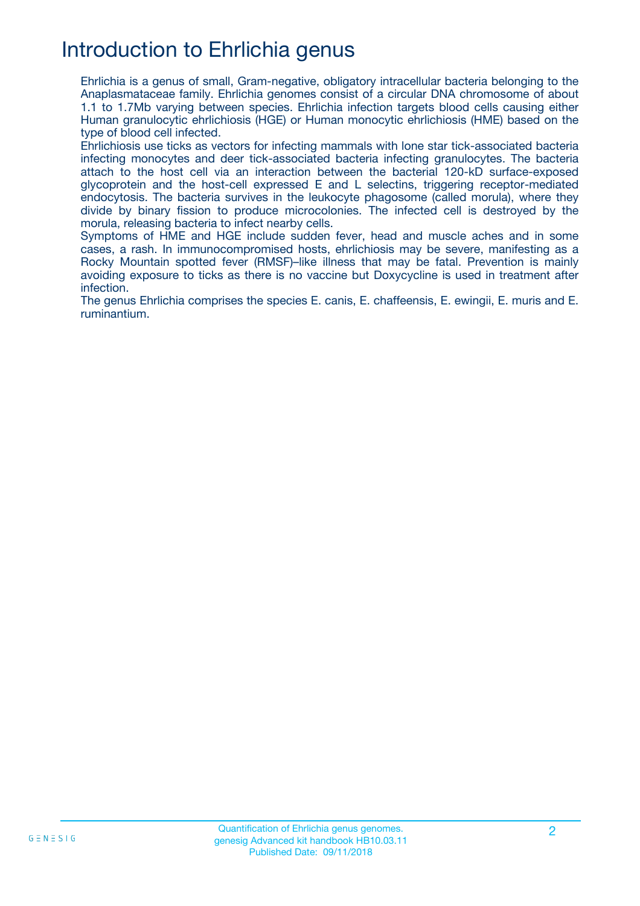# Introduction to Ehrlichia genus

Ehrlichia is a genus of small, Gram-negative, obligatory intracellular bacteria belonging to the Anaplasmataceae family. Ehrlichia genomes consist of a circular DNA chromosome of about 1.1 to 1.7Mb varying between species. Ehrlichia infection targets blood cells causing either Human granulocytic ehrlichiosis (HGE) or Human monocytic ehrlichiosis (HME) based on the type of blood cell infected.

Ehrlichiosis use ticks as vectors for infecting mammals with lone star tick-associated bacteria infecting monocytes and deer tick-associated bacteria infecting granulocytes. The bacteria attach to the host cell via an interaction between the bacterial 120-kD surface-exposed glycoprotein and the host-cell expressed E and L selectins, triggering receptor-mediated endocytosis. The bacteria survives in the leukocyte phagosome (called morula), where they divide by binary fission to produce microcolonies. The infected cell is destroyed by the morula, releasing bacteria to infect nearby cells.

Symptoms of HME and HGE include sudden fever, head and muscle aches and in some cases, a rash. In immunocompromised hosts, ehrlichiosis may be severe, manifesting as a Rocky Mountain spotted fever (RMSF)–like illness that may be fatal. Prevention is mainly avoiding exposure to ticks as there is no vaccine but Doxycycline is used in treatment after infection.

The genus Ehrlichia comprises the species E. canis, E. chaffeensis, E. ewingii, E. muris and E. ruminantium.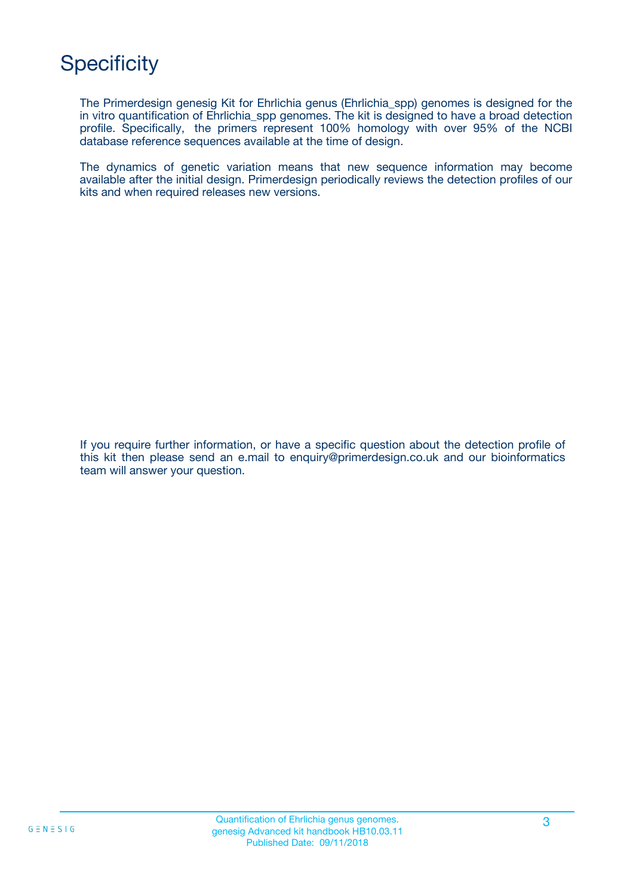# Specificity

The Primerdesign genesig Kit for Ehrlichia genus (Ehrlichia_spp) genomes is designed for the in vitro quantification of Ehrlichia_spp genomes. The kit is designed to have a broad detection profile. Specifically, the primers represent 100% homology with over 95% of the NCBI database reference sequences available at the time of design.

The dynamics of genetic variation means that new sequence information may become available after the initial design. Primerdesign periodically reviews the detection profiles of our kits and when required releases new versions.

If you require further information, or have a specific question about the detection profile of this kit then please send an e.mail to enquiry@primerdesign.co.uk and our bioinformatics team will answer your question.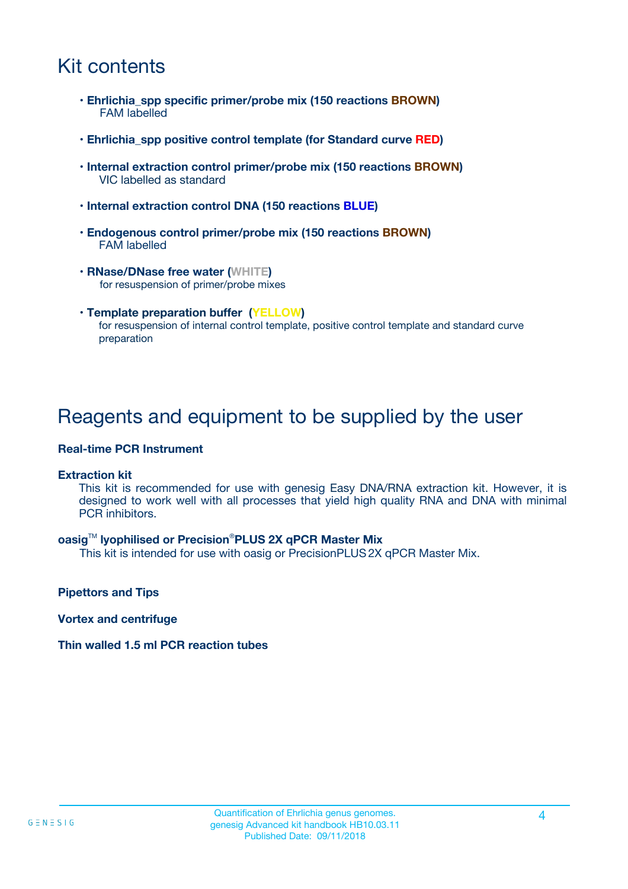# Kit contents

- **Ehrlichia_spp specific primer/probe mix (150 reactions BROWN)**
  FAM labelled

- **Ehrlichia_spp positive control template (for Standard curve RED)**

- **Internal extraction control primer/probe mix (150 reactions BROWN)**
  VIC labelled as standard

- **Internal extraction control DNA (150 reactions BLUE)**

- **Endogenous control primer/probe mix (150 reactions BROWN)**
  FAM labelled

- **RNase/DNase free water (WHITE)**
  for resuspension of primer/probe mixes

- **Template preparation buffer (YELLOW)**
  for resuspension of internal control template, positive control template and standard curve preparation

# Reagents and equipment to be supplied by the user

**Real-time PCR Instrument**

**Extraction kit**

This kit is recommended for use with genesig Easy DNA/RNA extraction kit. However, it is designed to work well with all processes that yield high quality RNA and DNA with minimal PCR inhibitors.

**oasig™ lyophilised or Precision®PLUS 2X qPCR Master Mix**

This kit is intended for use with oasig or PrecisionPLUS 2X qPCR Master Mix.

**Pipettors and Tips**

**Vortex and centrifuge**

**Thin walled 1.5 ml PCR reaction tubes**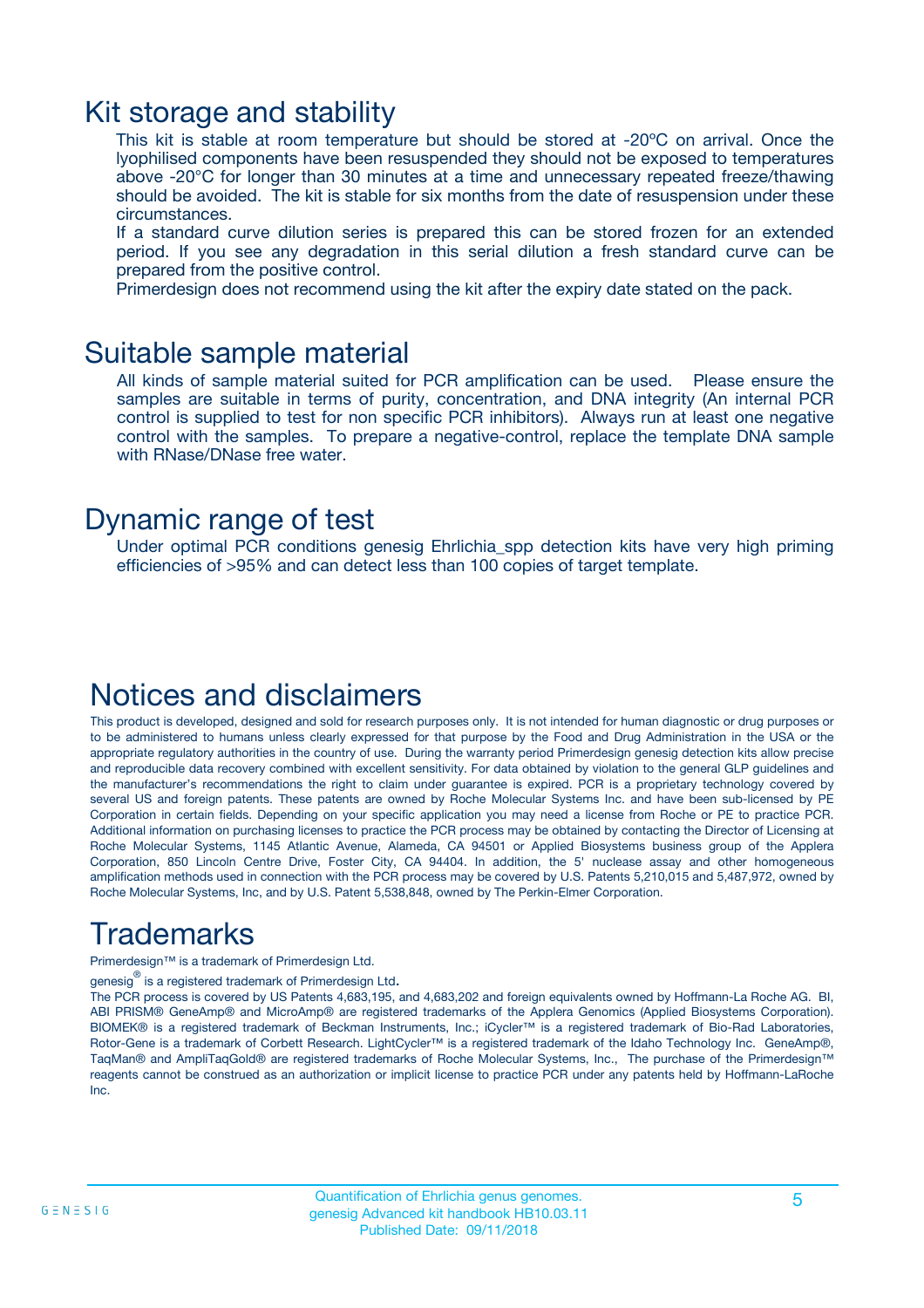# Kit storage and stability

This kit is stable at room temperature but should be stored at -20ºC on arrival. Once the lyophilised components have been resuspended they should not be exposed to temperatures above -20°C for longer than 30 minutes at a time and unnecessary repeated freeze/thawing should be avoided. The kit is stable for six months from the date of resuspension under these circumstances.

If a standard curve dilution series is prepared this can be stored frozen for an extended period. If you see any degradation in this serial dilution a fresh standard curve can be prepared from the positive control.

Primerdesign does not recommend using the kit after the expiry date stated on the pack.

# Suitable sample material

All kinds of sample material suited for PCR amplification can be used. Please ensure the samples are suitable in terms of purity, concentration, and DNA integrity (An internal PCR control is supplied to test for non specific PCR inhibitors). Always run at least one negative control with the samples. To prepare a negative-control, replace the template DNA sample with RNase/DNase free water.

# Dynamic range of test

Under optimal PCR conditions genesig Ehrlichia_spp detection kits have very high priming efficiencies of >95% and can detect less than 100 copies of target template.

# Notices and disclaimers

This product is developed, designed and sold for research purposes only. It is not intended for human diagnostic or drug purposes or to be administered to humans unless clearly expressed for that purpose by the Food and Drug Administration in the USA or the appropriate regulatory authorities in the country of use. During the warranty period Primerdesign genesig detection kits allow precise and reproducible data recovery combined with excellent sensitivity. For data obtained by violation to the general GLP guidelines and the manufacturer's recommendations the right to claim under guarantee is expired. PCR is a proprietary technology covered by several US and foreign patents. These patents are owned by Roche Molecular Systems Inc. and have been sub-licensed by PE Corporation in certain fields. Depending on your specific application you may need a license from Roche or PE to practice PCR. Additional information on purchasing licenses to practice the PCR process may be obtained by contacting the Director of Licensing at Roche Molecular Systems, 1145 Atlantic Avenue, Alameda, CA 94501 or Applied Biosystems business group of the Applera Corporation, 850 Lincoln Centre Drive, Foster City, CA 94404. In addition, the 5' nuclease assay and other homogeneous amplification methods used in connection with the PCR process may be covered by U.S. Patents 5,210,015 and 5,487,972, owned by Roche Molecular Systems, Inc, and by U.S. Patent 5,538,848, owned by The Perkin-Elmer Corporation.

# Trademarks

Primerdesign™ is a trademark of Primerdesign Ltd.

genesig® is a registered trademark of Primerdesign Ltd.

The PCR process is covered by US Patents 4,683,195, and 4,683,202 and foreign equivalents owned by Hoffmann-La Roche AG. BI, ABI PRISM® GeneAmp® and MicroAmp® are registered trademarks of the Applera Genomics (Applied Biosystems Corporation). BIOMEK® is a registered trademark of Beckman Instruments, Inc.; iCycler™ is a registered trademark of Bio-Rad Laboratories, Rotor-Gene is a trademark of Corbett Research. LightCycler™ is a registered trademark of the Idaho Technology Inc. GeneAmp®, TaqMan® and AmpliTaqGold® are registered trademarks of Roche Molecular Systems, Inc., The purchase of the Primerdesign™ reagents cannot be construed as an authorization or implicit license to practice PCR under any patents held by Hoffmann-LaRoche Inc.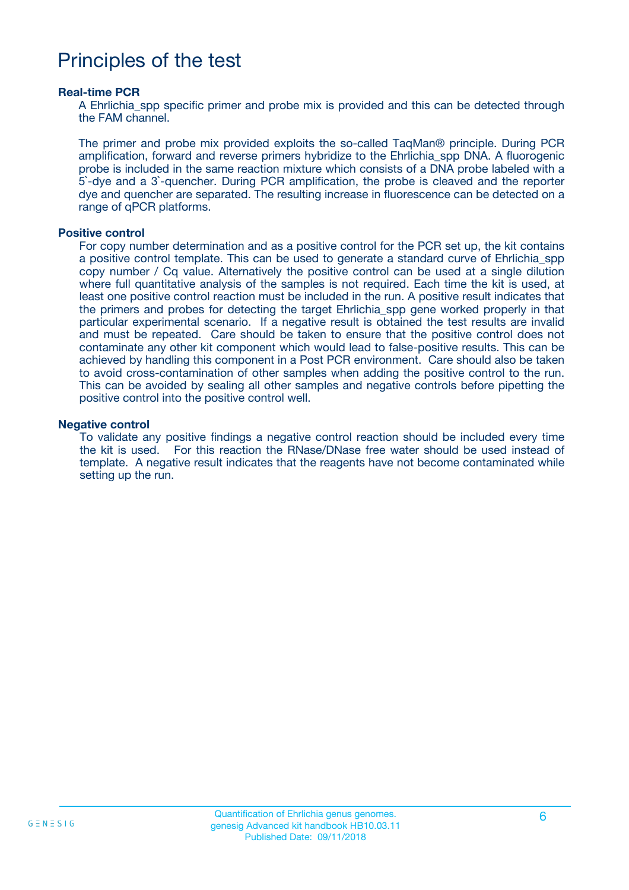# Principles of the test

### Real-time PCR

A Ehrlichia_spp specific primer and probe mix is provided and this can be detected through the FAM channel.

The primer and probe mix provided exploits the so-called TaqMan® principle. During PCR amplification, forward and reverse primers hybridize to the Ehrlichia_spp DNA. A fluorogenic probe is included in the same reaction mixture which consists of a DNA probe labeled with a 5`-dye and a 3`-quencher. During PCR amplification, the probe is cleaved and the reporter dye and quencher are separated. The resulting increase in fluorescence can be detected on a range of qPCR platforms.

### Positive control

For copy number determination and as a positive control for the PCR set up, the kit contains a positive control template. This can be used to generate a standard curve of Ehrlichia_spp copy number / Cq value. Alternatively the positive control can be used at a single dilution where full quantitative analysis of the samples is not required. Each time the kit is used, at least one positive control reaction must be included in the run. A positive result indicates that the primers and probes for detecting the target Ehrlichia_spp gene worked properly in that particular experimental scenario. If a negative result is obtained the test results are invalid and must be repeated. Care should be taken to ensure that the positive control does not contaminate any other kit component which would lead to false-positive results. This can be achieved by handling this component in a Post PCR environment. Care should also be taken to avoid cross-contamination of other samples when adding the positive control to the run. This can be avoided by sealing all other samples and negative controls before pipetting the positive control into the positive control well.

### Negative control

To validate any positive findings a negative control reaction should be included every time the kit is used. For this reaction the RNase/DNase free water should be used instead of template. A negative result indicates that the reagents have not become contaminated while setting up the run.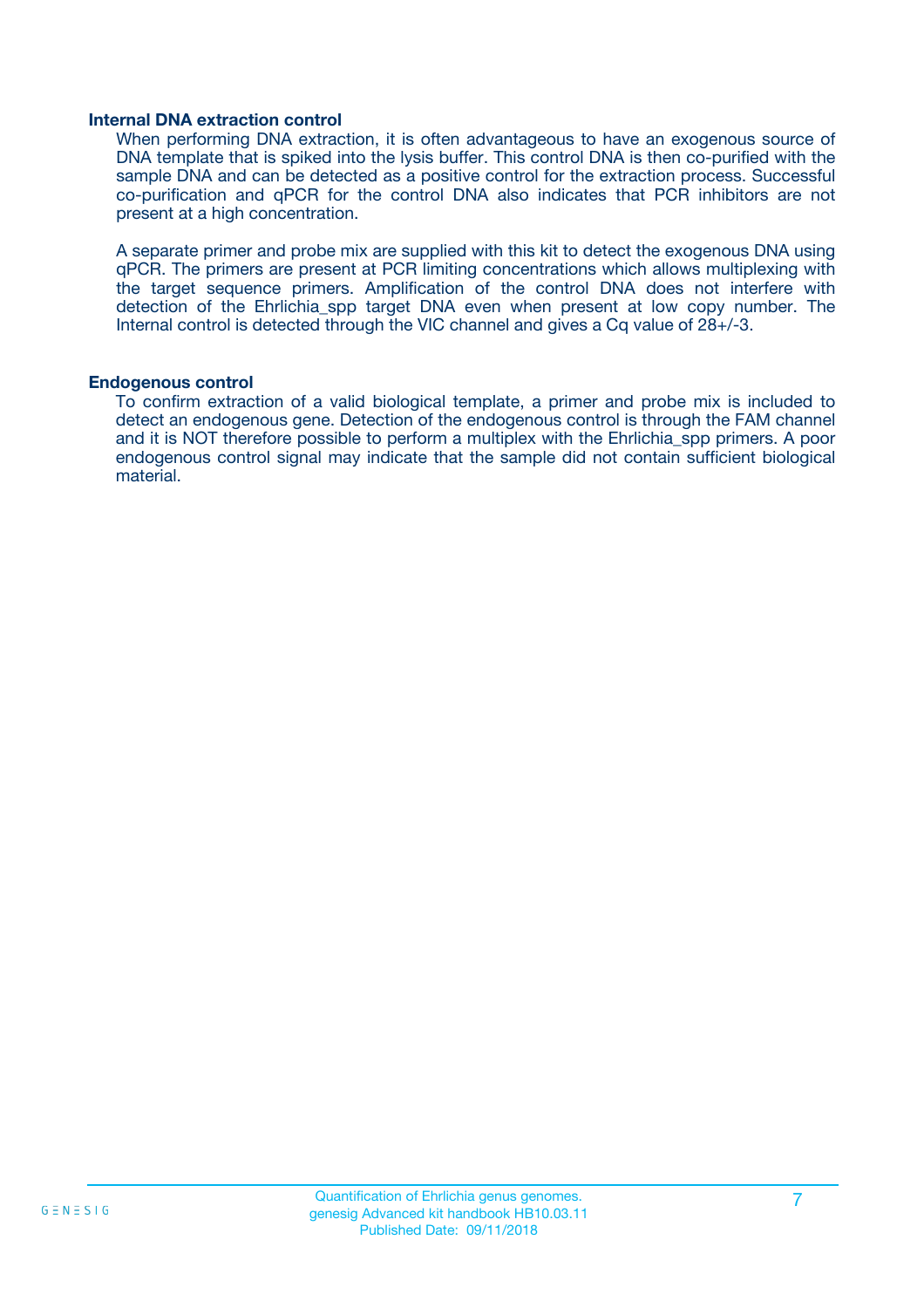### Internal DNA extraction control

When performing DNA extraction, it is often advantageous to have an exogenous source of DNA template that is spiked into the lysis buffer. This control DNA is then co-purified with the sample DNA and can be detected as a positive control for the extraction process. Successful co-purification and qPCR for the control DNA also indicates that PCR inhibitors are not present at a high concentration.

A separate primer and probe mix are supplied with this kit to detect the exogenous DNA using qPCR. The primers are present at PCR limiting concentrations which allows multiplexing with the target sequence primers. Amplification of the control DNA does not interfere with detection of the Ehrlichia_spp target DNA even when present at low copy number. The Internal control is detected through the VIC channel and gives a Cq value of 28+/-3.

### Endogenous control

To confirm extraction of a valid biological template, a primer and probe mix is included to detect an endogenous gene. Detection of the endogenous control is through the FAM channel and it is NOT therefore possible to perform a multiplex with the Ehrlichia_spp primers. A poor endogenous control signal may indicate that the sample did not contain sufficient biological material.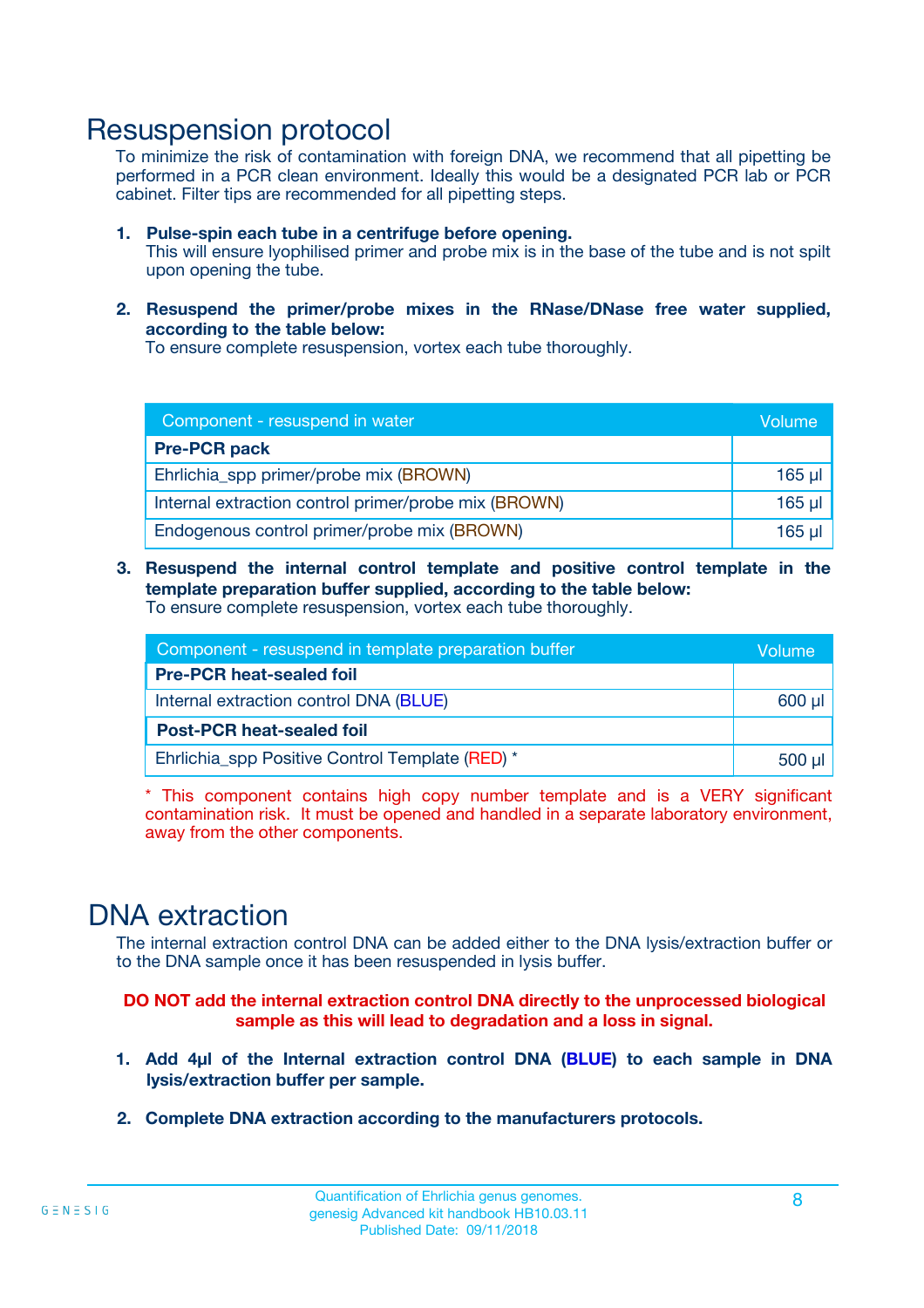# Resuspension protocol

To minimize the risk of contamination with foreign DNA, we recommend that all pipetting be performed in a PCR clean environment. Ideally this would be a designated PCR lab or PCR cabinet. Filter tips are recommended for all pipetting steps.

1. **Pulse-spin each tube in a centrifuge before opening.**
   This will ensure lyophilised primer and probe mix is in the base of the tube and is not spilt upon opening the tube.

2. **Resuspend the primer/probe mixes in the RNase/DNase free water supplied, according to the table below:**
   To ensure complete resuspension, vortex each tube thoroughly.

| Component - resuspend in water | Volume |
|---|---|
| **Pre-PCR pack** | |
| Ehrlichia_spp primer/probe mix (BROWN) | 165 µl |
| Internal extraction control primer/probe mix (BROWN) | 165 µl |
| Endogenous control primer/probe mix (BROWN) | 165 µl |

3. **Resuspend the internal control template and positive control template in the template preparation buffer supplied, according to the table below:**
   To ensure complete resuspension, vortex each tube thoroughly.

| Component - resuspend in template preparation buffer | Volume |
|---|---|
| **Pre-PCR heat-sealed foil** | |
| Internal extraction control DNA (BLUE) | 600 µl |
| **Post-PCR heat-sealed foil** | |
| Ehrlichia_spp Positive Control Template (RED) * | 500 µl |

\* This component contains high copy number template and is a VERY significant contamination risk. It must be opened and handled in a separate laboratory environment, away from the other components.

# DNA extraction

The internal extraction control DNA can be added either to the DNA lysis/extraction buffer or to the DNA sample once it has been resuspended in lysis buffer.

**DO NOT add the internal extraction control DNA directly to the unprocessed biological sample as this will lead to degradation and a loss in signal.**

1. **Add 4µl of the Internal extraction control DNA (BLUE) to each sample in DNA lysis/extraction buffer per sample.**

2. **Complete DNA extraction according to the manufacturers protocols.**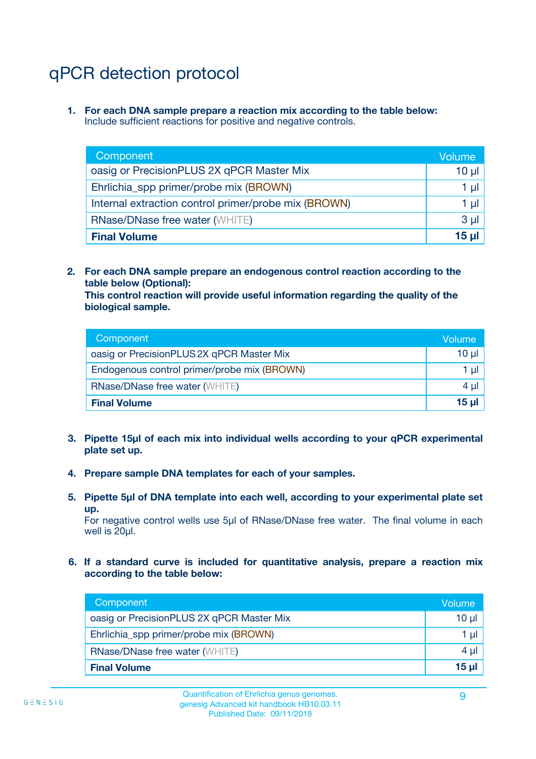# qPCR detection protocol

1. **For each DNA sample prepare a reaction mix according to the table below:**
   Include sufficient reactions for positive and negative controls.

| Component | Volume |
|---|---|
| oasig or PrecisionPLUS 2X qPCR Master Mix | 10 µl |
| Ehrlichia_spp primer/probe mix (BROWN) | 1 µl |
| Internal extraction control primer/probe mix (BROWN) | 1 µl |
| RNase/DNase free water (WHITE) | 3 µl |
| **Final Volume** | **15 µl** |

2. **For each DNA sample prepare an endogenous control reaction according to the table below (Optional):**
   **This control reaction will provide useful information regarding the quality of the biological sample.**

| Component | Volume |
|---|---|
| oasig or PrecisionPLUS 2X qPCR Master Mix | 10 µl |
| Endogenous control primer/probe mix (BROWN) | 1 µl |
| RNase/DNase free water (WHITE) | 4 µl |
| **Final Volume** | **15 µl** |

3. **Pipette 15µl of each mix into individual wells according to your qPCR experimental plate set up.**

4. **Prepare sample DNA templates for each of your samples.**

5. **Pipette 5µl of DNA template into each well, according to your experimental plate set up.**
   For negative control wells use 5µl of RNase/DNase free water. The final volume in each well is 20µl.

6. **If a standard curve is included for quantitative analysis, prepare a reaction mix according to the table below:**

| Component | Volume |
|---|---|
| oasig or PrecisionPLUS 2X qPCR Master Mix | 10 µl |
| Ehrlichia_spp primer/probe mix (BROWN) | 1 µl |
| RNase/DNase free water (WHITE) | 4 µl |
| **Final Volume** | **15 µl** |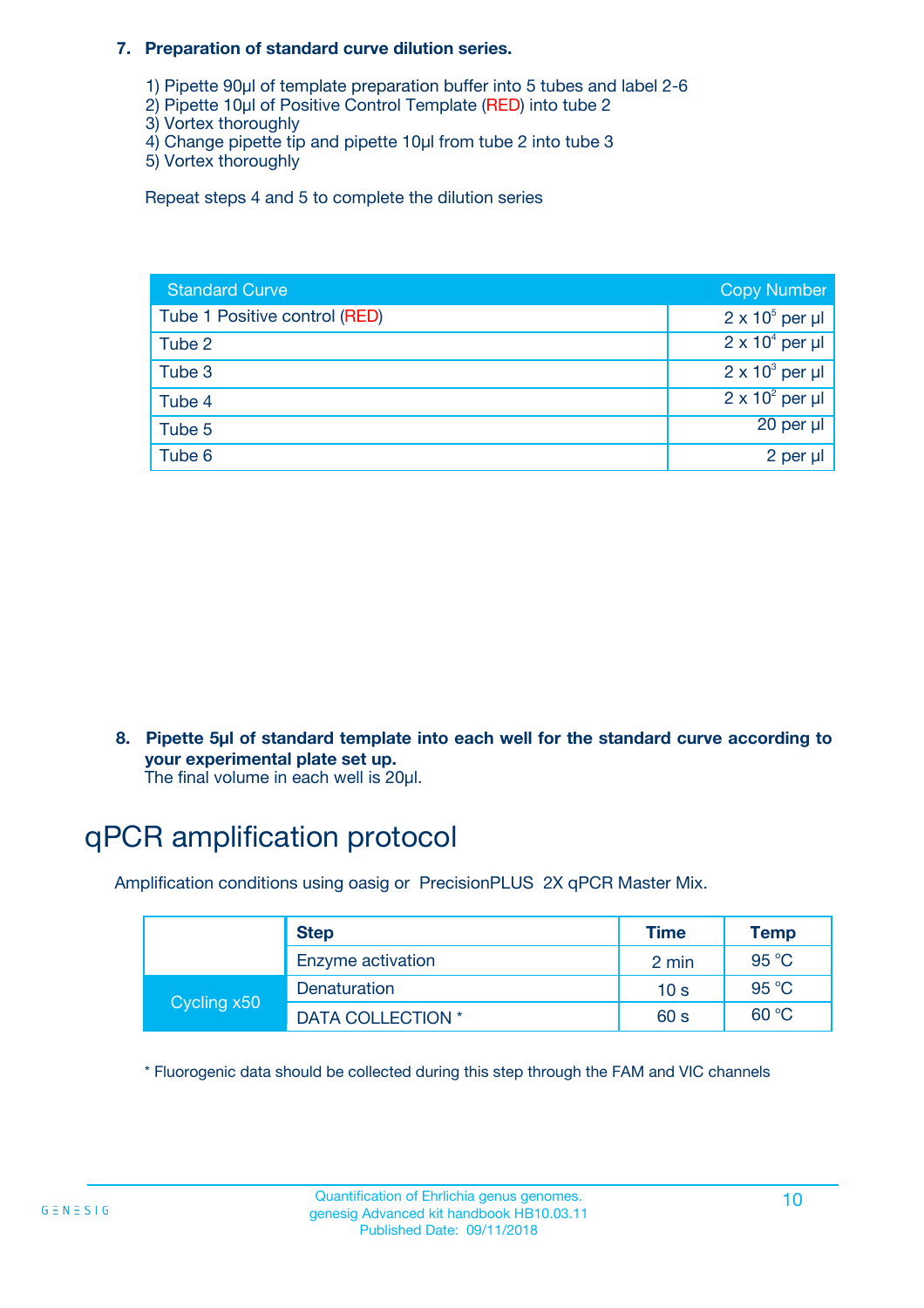**7. Preparation of standard curve dilution series.**

1) Pipette 90µl of template preparation buffer into 5 tubes and label 2-6
2) Pipette 10µl of Positive Control Template (RED) into tube 2
3) Vortex thoroughly
4) Change pipette tip and pipette 10µl from tube 2 into tube 3
5) Vortex thoroughly

Repeat steps 4 and 5 to complete the dilution series

| Standard Curve | Copy Number |
|---|---|
| Tube 1 Positive control (RED) | $2 \times 10^5$ per µl |
| Tube 2 | $2 \times 10^4$ per µl |
| Tube 3 | $2 \times 10^3$ per µl |
| Tube 4 | $2 \times 10^2$ per µl |
| Tube 5 | 20 per µl |
| Tube 6 | 2 per µl |

**8. Pipette 5µl of standard template into each well for the standard curve according to your experimental plate set up.**
The final volume in each well is 20µl.

# qPCR amplification protocol

Amplification conditions using oasig or PrecisionPLUS 2X qPCR Master Mix.

| | Step | Time | Temp |
|---|---|---|---|
| | Enzyme activation | 2 min | 95 °C |
| Cycling x50 | Denaturation | 10 s | 95 °C |
| | DATA COLLECTION * | 60 s | 60 °C |

* Fluorogenic data should be collected during this step through the FAM and VIC channels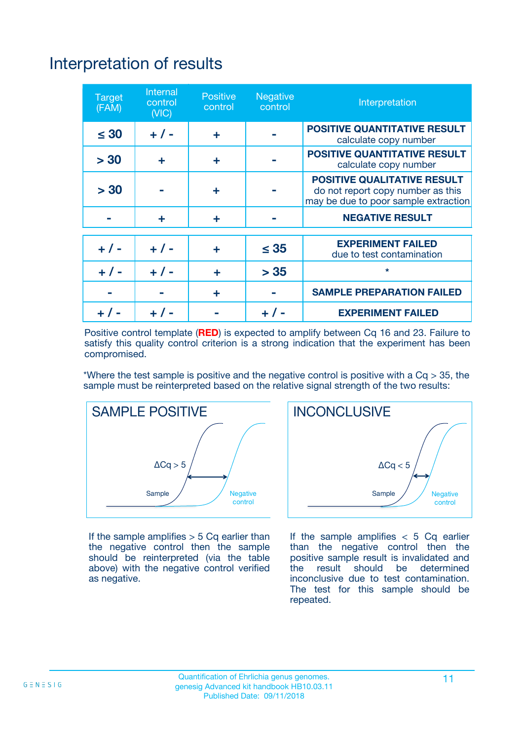# Interpretation of results

| Target (FAM) | Internal control (VIC) | Positive control | Negative control | Interpretation |
|---|---|---|---|---|
| ≤ 30 | + / - | + | - | **POSITIVE QUANTITATIVE RESULT** calculate copy number |
| > 30 | + | + | - | **POSITIVE QUANTITATIVE RESULT** calculate copy number |
| > 30 | - | + | - | **POSITIVE QUALITATIVE RESULT** do not report copy number as this may be due to poor sample extraction |
| - | + | + | - | **NEGATIVE RESULT** |
| + / - | + / - | + | ≤ 35 | **EXPERIMENT FAILED** due to test contamination |
| + / - | + / - | + | > 35 | * |
| - | - | + | - | **SAMPLE PREPARATION FAILED** |
| + / - | + / - | - | + / - | **EXPERIMENT FAILED** |

Positive control template (**RED**) is expected to amplify between Cq 16 and 23. Failure to satisfy this quality control criterion is a strong indication that the experiment has been compromised.

*Where the test sample is positive and the negative control is positive with a Cq > 35, the sample must be reinterpreted based on the relative signal strength of the two results:

## SAMPLE POSITIVE

ΔCq > 5

Sample

Negative control

If the sample amplifies > 5 Cq earlier than the negative control then the sample should be reinterpreted (via the table above) with the negative control verified as negative.

## INCONCLUSIVE

ΔCq < 5

Sample

Negative control

If the sample amplifies < 5 Cq earlier than the negative control then the positive sample result is invalidated and the result should be determined inconclusive due to test contamination. The test for this sample should be repeated.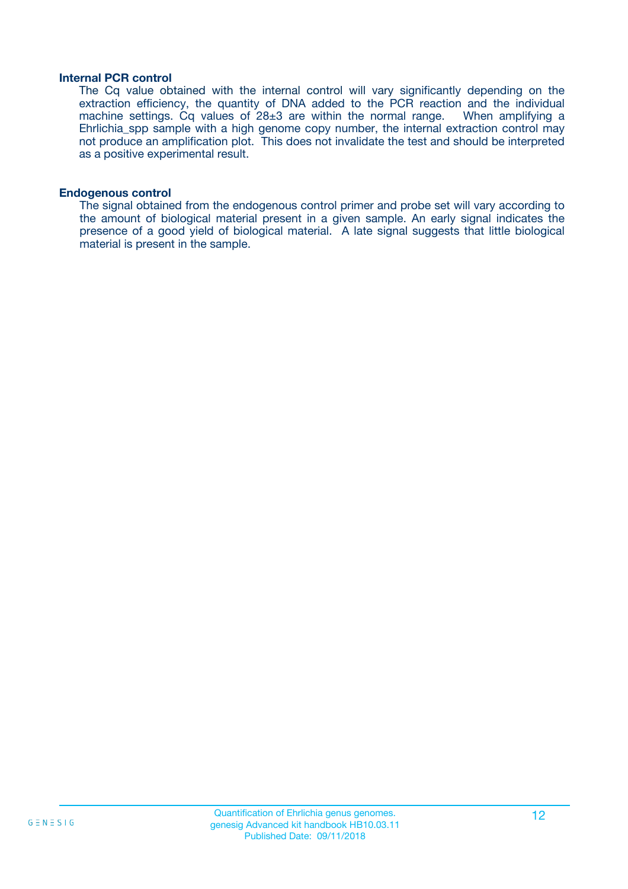### Internal PCR control

The Cq value obtained with the internal control will vary significantly depending on the extraction efficiency, the quantity of DNA added to the PCR reaction and the individual machine settings. Cq values of 28±3 are within the normal range. When amplifying a Ehrlichia_spp sample with a high genome copy number, the internal extraction control may not produce an amplification plot. This does not invalidate the test and should be interpreted as a positive experimental result.

### Endogenous control

The signal obtained from the endogenous control primer and probe set will vary according to the amount of biological material present in a given sample. An early signal indicates the presence of a good yield of biological material. A late signal suggests that little biological material is present in the sample.